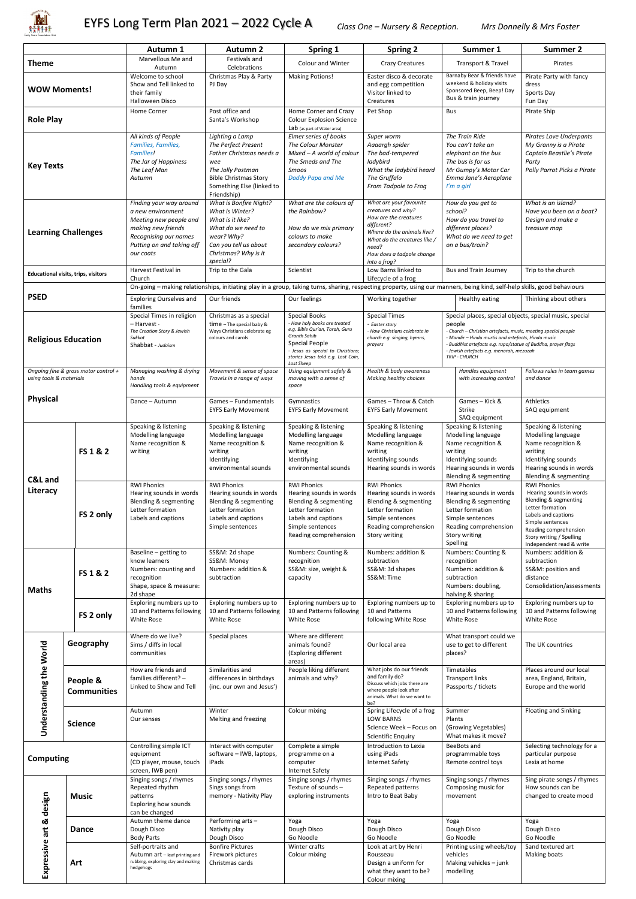# EYFS Long Term Plan 2021 – 2022 Cycle A

*Class One – Nursery & Reception.* *Mrs Donnelly & Mrs Foster*

| | | Autumn 1 | Autumn 2 | Spring 1 | Spring 2 | Summer 1 | Summer 2 |
|---|---|---|---|---|---|---|---|
| **Theme** | | Marvellous Me and Autumn | Festivals and Celebrations | Colour and Winter | Crazy Creatures | Transport & Travel | Pirates |
| **WOW Moments!** | | Welcome to school<br>Show and Tell linked to their family<br>Halloween Disco | Christmas Play & Party<br>PJ Day | Making Potions! | Easter disco & decorate and egg competition<br>Visitor linked to Creatures | Barnaby Bear & friends have weekend & holiday visits<br>Sponsored Beep, Beep! Day<br>Bus & train journey | Pirate Party with fancy dress<br>Sports Day<br>Fun Day |
| **Role Play** | | Home Corner | Post office and Santa's Workshop | Home Corner and Crazy Colour Explosion Science Lab (as part of Water area) | Pet Shop | Bus | Pirate Ship |
| **Key Texts** | | *All kinds of People*<br>*Families, Families, Families!*<br>*The Jar of Happiness*<br>*The Leaf Man*<br>*Autumn* | *Lighting a Lamp*<br>*The Perfect Present*<br>*Father Christmas needs a wee*<br>*The Jolly Postman*<br>*Bible Christmas Story*<br>*Something Else (linked to Friendship)* | *Elmer series of books*<br>*The Colour Monster*<br>*Mixed – A world of colour*<br>*The Smeds and The Smoos*<br>*Daddy Papa and Me* | *Super worm*<br>*Aaaargh spider*<br>*The bad-tempered ladybird*<br>*What the ladybird heard*<br>*The Gruffalo*<br>*From Tadpole to Frog* | *The Train Ride*<br>*You can't take an elephant on the bus*<br>*The bus is for us*<br>*Mr Gumpy's Motor Car*<br>*Emma Jane's Aeroplane*<br>*I'm a girl* | *Pirates Love Underpants*<br>*My Granny is a Pirate*<br>*Captain Beastlie's Pirate Party*<br>*Polly Parrot Picks a Pirate* |
| **Learning Challenges** | | *Finding your way around a new environment*<br>*Meeting new people and making new friends*<br>*Recognising our names*<br>*Putting on and taking off our coats* | *What is Bonfire Night?*<br>*What is Winter?*<br>*What is it like?*<br>*What do we need to wear? Why?*<br>*Can you tell us about Christmas? Why is it special?* | *What are the colours of the Rainbow?*<br>*How do we mix primary colours to make secondary colours?* | *What are your favourite creatures and why?*<br>*How are the creatures different?*<br>*Where do the animals live?*<br>*What do the creatures like / need?*<br>*How does a tadpole change into a frog?* | *How do you get to school?*<br>*How do you travel to different places?*<br>*What do we need to get on a bus/train?* | *What is an island?*<br>*Have you been on a boat?*<br>*Design and make a treasure map* |
| **Educational visits, trips, visitors** | | Harvest Festival in Church | Trip to the Gala | Scientist | Low Barns linked to Lifecycle of a frog | Bus and Train Journey | Trip to the church |
| **PSED** | | On-going – making relationships, initiating play in a group, taking turns, sharing, respecting property, using our manners, being kind, self-help skills, good behaviours | | | | | |
| | | Exploring Ourselves and families | Our friends | Our feelings | Working together | Healthy eating | Thinking about others |
| **Religious Education** | | Special Times in religion – Harvest -<br>*The Creation Story & Jewish Sukkot*<br>Shabbat - *Judaism* | Christmas as a special time – The special baby & Ways Christians celebrate eg colours and carols | Special Books<br>*- How holy books are treated e.g. Bible Qur'an, Torah, Guru Granth Sahib*<br>Special People<br>*- Jesus as special to Christians; stories Jesus told e.g. Lost Coin, Lost Sheep* | Special Times<br>*- Easter story*<br>*- How Christians celebrate in church e.g. singing, hymns, prayers* | Special places, special objects, special music, special people<br>*- Church – Christian artefacts, music, meeting special people*<br>*- Mandir – Hindu murtis and artefacts, Hindu music*<br>*- Buddhist artefacts e.g. rupa/statue of Buddha, prayer flags*<br>*- Jewish artefacts e.g. menorah, mezuzah*<br>*TRIP - CHURCH* | |
| **Physical** | *Ongoing fine & gross motor control + using tools & materials* | *Managing washing & drying hands*<br>*Handling tools & equipment* | *Movement & sense of space*<br>*Travels in a range of ways* | *Using equipment safely & moving with a sense of space* | *Health & body awareness*<br>*Making healthy choices* | *Handles equipment with increasing control* | *Follows rules in team games and dance* |
| | | Dance – Autumn | Games – Fundamentals<br>EYFS Early Movement | Gymnastics<br>EYFS Early Movement | Games – Throw & Catch<br>EYFS Early Movement | Games – Kick & Strike<br>SAQ equipment | Athletics<br>SAQ equipment |
| **C&L and Literacy** | **FS 1 & 2** | Speaking & listening<br>Modelling language<br>Name recognition & writing | Speaking & listening<br>Modelling language<br>Name recognition & writing<br>Identifying environmental sounds | Speaking & listening<br>Modelling language<br>Name recognition & writing<br>Identifying environmental sounds | Speaking & listening<br>Modelling language<br>Name recognition & writing<br>Identifying sounds<br>Hearing sounds in words | Speaking & listening<br>Modelling language<br>Name recognition & writing<br>Identifying sounds<br>Hearing sounds in words<br>Blending & segmenting | Speaking & listening<br>Modelling language<br>Name recognition & writing<br>Identifying sounds<br>Hearing sounds in words<br>Blending & segmenting |
| | **FS 2 only** | RWI Phonics<br>Hearing sounds in words<br>Blending & segmenting<br>Letter formation<br>Labels and captions | RWI Phonics<br>Hearing sounds in words<br>Blending & segmenting<br>Letter formation<br>Labels and captions<br>Simple sentences | RWI Phonics<br>Hearing sounds in words<br>Blending & segmenting<br>Letter formation<br>Labels and captions<br>Simple sentences<br>Reading comprehension | RWI Phonics<br>Hearing sounds in words<br>Blending & segmenting<br>Letter formation<br>Simple sentences<br>Reading comprehension<br>Story writing | RWI Phonics<br>Hearing sounds in words<br>Blending & segmenting<br>Letter formation<br>Simple sentences<br>Reading comprehension<br>Story writing<br>Spelling | RWI Phonics<br>Hearing sounds in words<br>Blending & segmenting<br>Letter formation<br>Labels and captions<br>Simple sentences<br>Reading comprehension<br>Story writing / Spelling<br>Independent read & write |
| **Maths** | **FS 1 & 2** | Baseline – getting to know learners<br>Numbers: counting and recognition<br>Shape, space & measure: 2d shape | SS&M: 2d shape<br>SS&M: Money<br>Numbers: addition & subtraction | Numbers: Counting & recognition<br>SS&M: size, weight & capacity | Numbers: addition & subtraction<br>SS&M: 3d shapes<br>SS&M: Time | Numbers: Counting & recognition<br>Numbers: addition & subtraction<br>Numbers: doubling, halving & sharing | Numbers: addition & subtraction<br>SS&M: position and distance<br>Consolidation/assessments |
| | **FS 2 only** | Exploring numbers up to 10 and Patterns following White Rose | Exploring numbers up to 10 and Patterns following White Rose | Exploring numbers up to 10 and Patterns following White Rose | Exploring numbers up to 10 and Patterns following White Rose | Exploring numbers up to 10 and Patterns following White Rose | Exploring numbers up to 10 and Patterns following White Rose |
| **Understanding the World** | **Geography** | Where do we live?<br>Sims / diffs in local communities | Special places | Where are different animals found? (Exploring different areas) | Our local area | What transport could we use to get to different places? | The UK countries |
| | **People & Communities** | How are friends and families different? – Linked to Show and Tell | Similarities and differences in birthdays (inc. our own and Jesus') | People liking different animals and why? | What jobs do our friends and family do?<br>Discuss which jobs there are where people look after animals. What do we want to be? | Timetables<br>Transport links<br>Passports / tickets | Places around our local area, England, Britain, Europe and the world |
| | **Science** | Autumn<br>Our senses | Winter<br>Melting and freezing | Colour mixing | Spring Lifecycle of a frog<br>LOW BARNS<br>Science Week – Focus on Scientific Enquiry | Summer<br>Plants<br>(Growing Vegetables)<br>What makes it move? | Floating and Sinking |
| **Computing** | | Controlling simple ICT equipment<br>(CD player, mouse, touch screen, IWB pen) | Interact with computer software – IWB, laptops, iPads | Complete a simple programme on a computer<br>Internet Safety | Introduction to Lexia using iPads<br>Internet Safety | BeeBots and programmable toys<br>Remote control toys | Selecting technology for a particular purpose<br>Lexia at home |
| **Expressive art & design** | **Music** | Singing songs / rhymes<br>Repeated rhythm patterns<br>Exploring how sounds can be changed | Singing songs / rhymes<br>Sings songs from memory - Nativity Play | Singing songs / rhymes<br>Texture of sounds – exploring instruments | Singing songs / rhymes<br>Repeated patterns<br>Intro to Beat Baby | Singing songs / rhymes<br>Composing music for movement | Sing pirate songs / rhymes<br>How sounds can be changed to create mood |
| | **Dance** | Autumn theme dance<br>Dough Disco<br>Body Parts | Performing arts – Nativity play<br>Dough Disco | Yoga<br>Dough Disco<br>Go Noodle | Yoga<br>Dough Disco<br>Go Noodle | Yoga<br>Dough Disco<br>Go Noodle | Yoga<br>Dough Disco<br>Go Noodle |
| | **Art** | Self-portraits and Autumn art – leaf printing and rubbing, exploring clay and making hedgehogs | Bonfire Pictures<br>Firework pictures<br>Christmas cards | Winter crafts<br>Colour mixing | Look at art by Henri Rousseau<br>Design a uniform for what they want to be?<br>Colour mixing | Printing using wheels/toy vehicles<br>Making vehicles – junk modelling | Sand textured art<br>Making boats |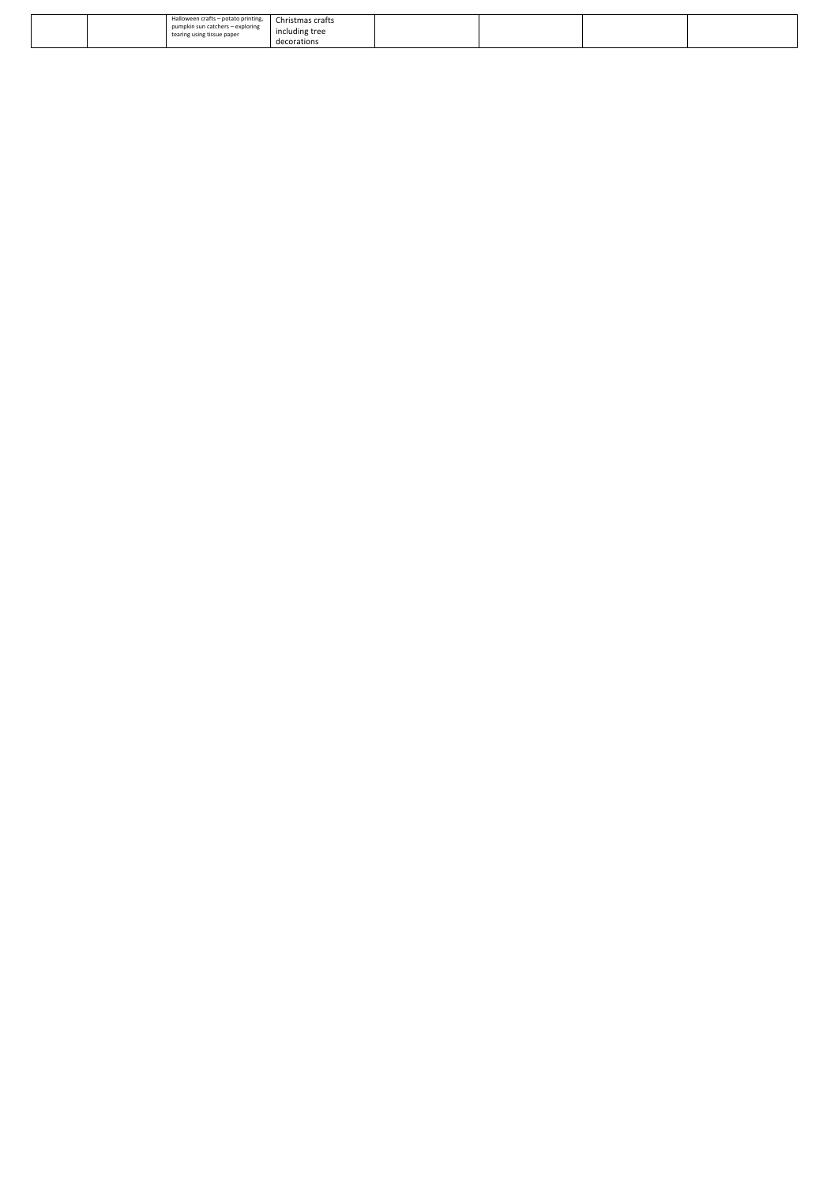| | | | | | | | |
|---|---|---|---|---|---|---|---|
| | | Halloween crafts – potato printing, pumpkin sun catchers – exploring tearing using tissue paper | Christmas crafts including tree decorations | | | | |